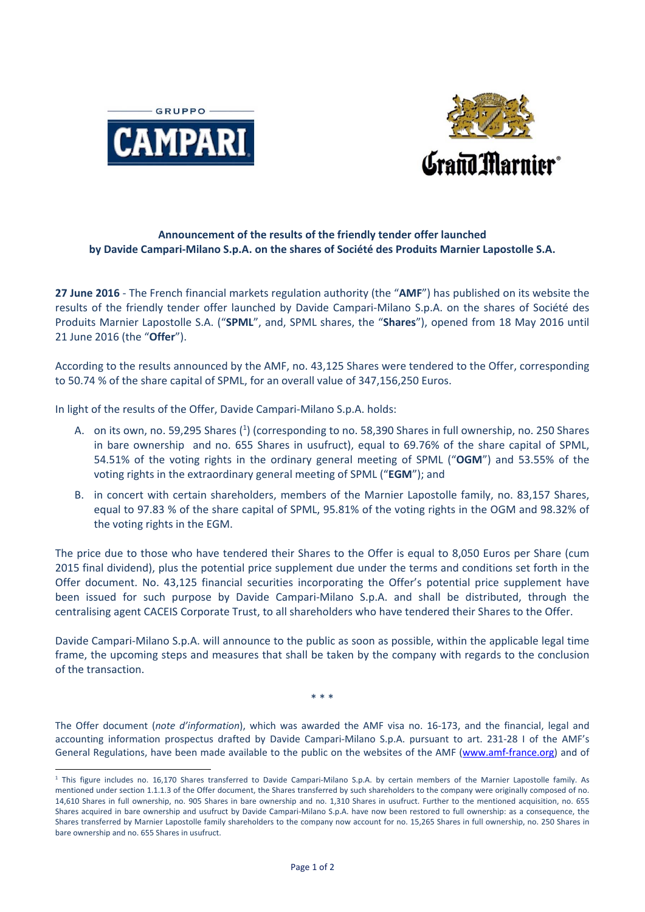**Announcement of the results of the friendly tender offer launched by Davide Campari-Milano S.p.A. on the shares of Société des Produits Marnier Lapostolle S.A.**

**27 June 2016** - The French financial markets regulation authority (the "**AMF**") has published on its website the results of the friendly tender offer launched by Davide Campari-Milano S.p.A. on the shares of Société des Produits Marnier Lapostolle S.A. ("**SPML**", and, SPML shares, the "**Shares**"), opened from 18 May 2016 until 21 June 2016 (the "**Offer**").

According to the results announced by the AMF, no. 43,125 Shares were tendered to the Offer, corresponding to 50.74 % of the share capital of SPML, for an overall value of 347,156,250 Euros.

In light of the results of the Offer, Davide Campari-Milano S.p.A. holds:

A. on its own, no. 59,295 Shares ([1]) (corresponding to no. 58,390 Shares in full ownership, no. 250 Shares in bare ownership and no. 655 Shares in usufruct), equal to 69.76% of the share capital of SPML, 54.51% of the voting rights in the ordinary general meeting of SPML ("**OGM**") and 53.55% of the voting rights in the extraordinary general meeting of SPML ("**EGM**"); and

B. in concert with certain shareholders, members of the Marnier Lapostolle family, no. 83,157 Shares, equal to 97.83 % of the share capital of SPML, 95.81% of the voting rights in the OGM and 98.32% of the voting rights in the EGM.

The price due to those who have tendered their Shares to the Offer is equal to 8,050 Euros per Share (cum 2015 final dividend), plus the potential price supplement due under the terms and conditions set forth in the Offer document. No. 43,125 financial securities incorporating the Offer's potential price supplement have been issued for such purpose by Davide Campari-Milano S.p.A. and shall be distributed, through the centralising agent CACEIS Corporate Trust, to all shareholders who have tendered their Shares to the Offer.

Davide Campari-Milano S.p.A. will announce to the public as soon as possible, within the applicable legal time frame, the upcoming steps and measures that shall be taken by the company with regards to the conclusion of the transaction.

\* \* \*

The Offer document (*note d'information*), which was awarded the AMF visa no. 16-173, and the financial, legal and accounting information prospectus drafted by Davide Campari-Milano S.p.A. pursuant to art. 231-28 I of the AMF's General Regulations, have been made available to the public on the websites of the AMF (www.amf-france.org) and of

---

[1] This figure includes no. 16,170 Shares transferred to Davide Campari-Milano S.p.A. by certain members of the Marnier Lapostolle family. As mentioned under section 1.1.1.3 of the Offer document, the Shares transferred by such shareholders to the company were originally composed of no. 14,610 Shares in full ownership, no. 905 Shares in bare ownership and no. 1,310 Shares in usufruct. Further to the mentioned acquisition, no. 655 Shares acquired in bare ownership and usufruct by Davide Campari-Milano S.p.A. have now been restored to full ownership: as a consequence, the Shares transferred by Marnier Lapostolle family shareholders to the company now account for no. 15,265 Shares in full ownership, no. 250 Shares in bare ownership and no. 655 Shares in usufruct.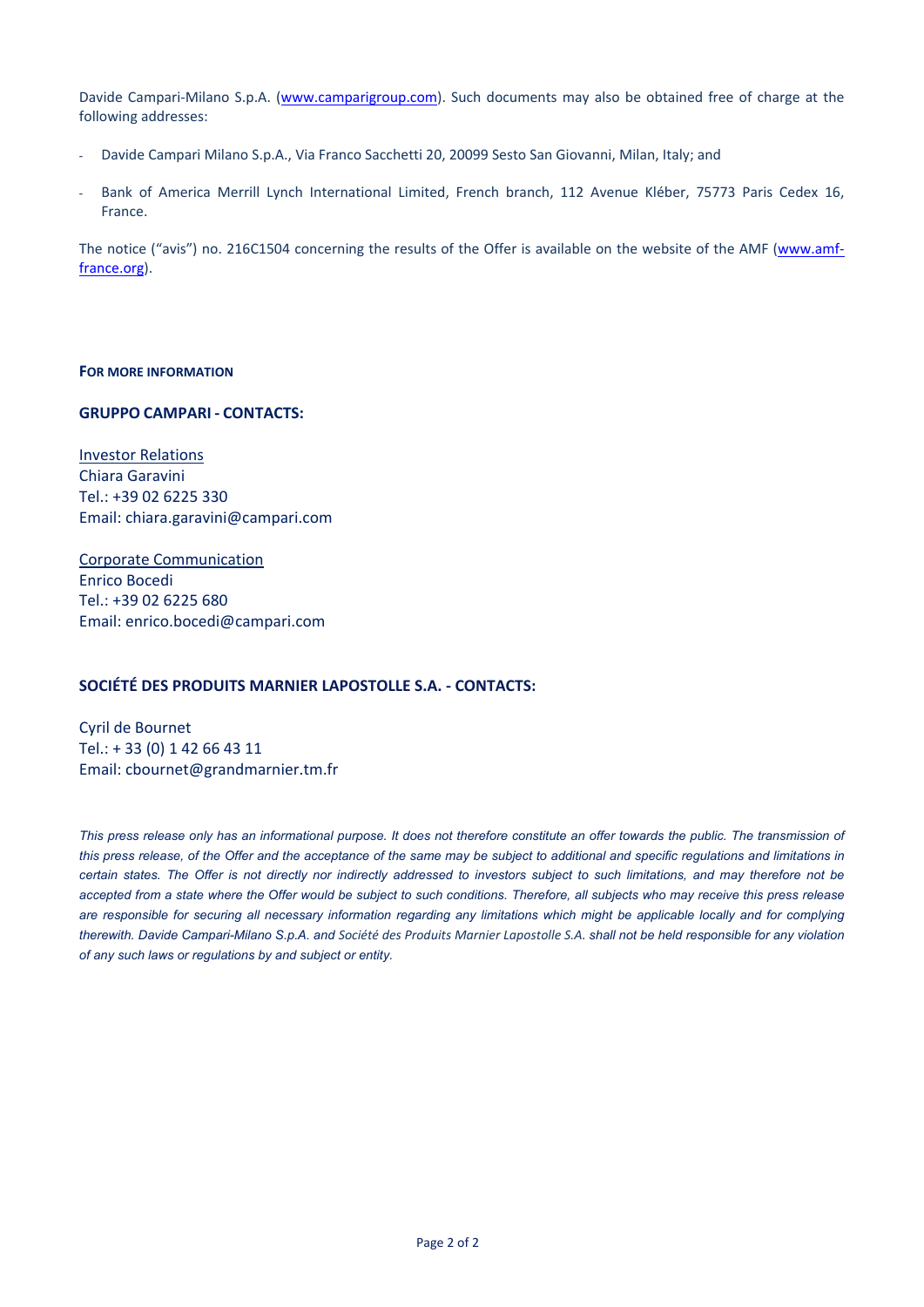Davide Campari-Milano S.p.A. (www.camparigroup.com). Such documents may also be obtained free of charge at the following addresses:

- Davide Campari Milano S.p.A., Via Franco Sacchetti 20, 20099 Sesto San Giovanni, Milan, Italy; and
- Bank of America Merrill Lynch International Limited, French branch, 112 Avenue Kléber, 75773 Paris Cedex 16, France.

The notice ("avis") no. 216C1504 concerning the results of the Offer is available on the website of the AMF (www.amf-france.org).

**FOR MORE INFORMATION**

**GRUPPO CAMPARI - CONTACTS:**

Investor Relations
Chiara Garavini
Tel.: +39 02 6225 330
Email: chiara.garavini@campari.com

Corporate Communication
Enrico Bocedi
Tel.: +39 02 6225 680
Email: enrico.bocedi@campari.com

**SOCIÉTÉ DES PRODUITS MARNIER LAPOSTOLLE S.A. - CONTACTS:**

Cyril de Bournet
Tel.: + 33 (0) 1 42 66 43 11
Email: cbournet@grandmarnier.tm.fr

*This press release only has an informational purpose. It does not therefore constitute an offer towards the public. The transmission of this press release, of the Offer and the acceptance of the same may be subject to additional and specific regulations and limitations in certain states. The Offer is not directly nor indirectly addressed to investors subject to such limitations, and may therefore not be accepted from a state where the Offer would be subject to such conditions. Therefore, all subjects who may receive this press release are responsible for securing all necessary information regarding any limitations which might be applicable locally and for complying therewith. Davide Campari-Milano S.p.A. and Société des Produits Marnier Lapostolle S.A. shall not be held responsible for any violation of any such laws or regulations by and subject or entity.*